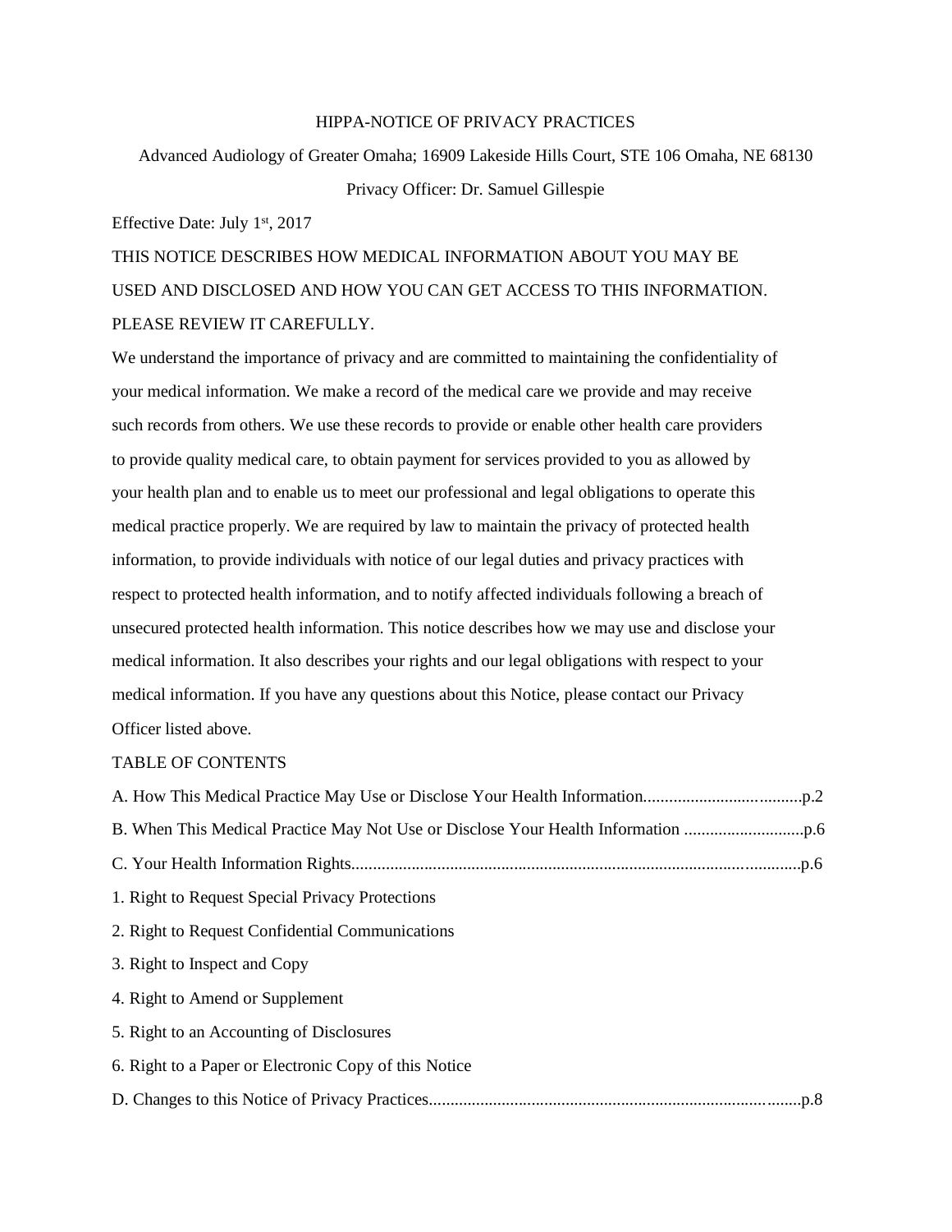# HIPPA-NOTICE OF PRIVACY PRACTICES

Advanced Audiology of Greater Omaha; 16909 Lakeside Hills Court, STE 106 Omaha, NE 68130

Privacy Officer: Dr. Samuel Gillespie

Effective Date: July 1st, 2017

THIS NOTICE DESCRIBES HOW MEDICAL INFORMATION ABOUT YOU MAY BE USED AND DISCLOSED AND HOW YOU CAN GET ACCESS TO THIS INFORMATION. PLEASE REVIEW IT CAREFULLY.

We understand the importance of privacy and are committed to maintaining the confidentiality of your medical information. We make a record of the medical care we provide and may receive such records from others. We use these records to provide or enable other health care providers to provide quality medical care, to obtain payment for services provided to you as allowed by your health plan and to enable us to meet our professional and legal obligations to operate this medical practice properly. We are required by law to maintain the privacy of protected health information, to provide individuals with notice of our legal duties and privacy practices with respect to protected health information, and to notify affected individuals following a breach of unsecured protected health information. This notice describes how we may use and disclose your medical information. It also describes your rights and our legal obligations with respect to your medical information. If you have any questions about this Notice, please contact our Privacy Officer listed above.

## TABLE OF CONTENTS

A. How This Medical Practice May Use or Disclose Your Health Information....................................p.2

B. When This Medical Practice May Not Use or Disclose Your Health Information ............................p.6

C. Your Health Information Rights.........................................................................................................p.6

1. Right to Request Special Privacy Protections
2. Right to Request Confidential Communications
3. Right to Inspect and Copy
4. Right to Amend or Supplement
5. Right to an Accounting of Disclosures
6. Right to a Paper or Electronic Copy of this Notice

D. Changes to this Notice of Privacy Practices......................................................................................p.8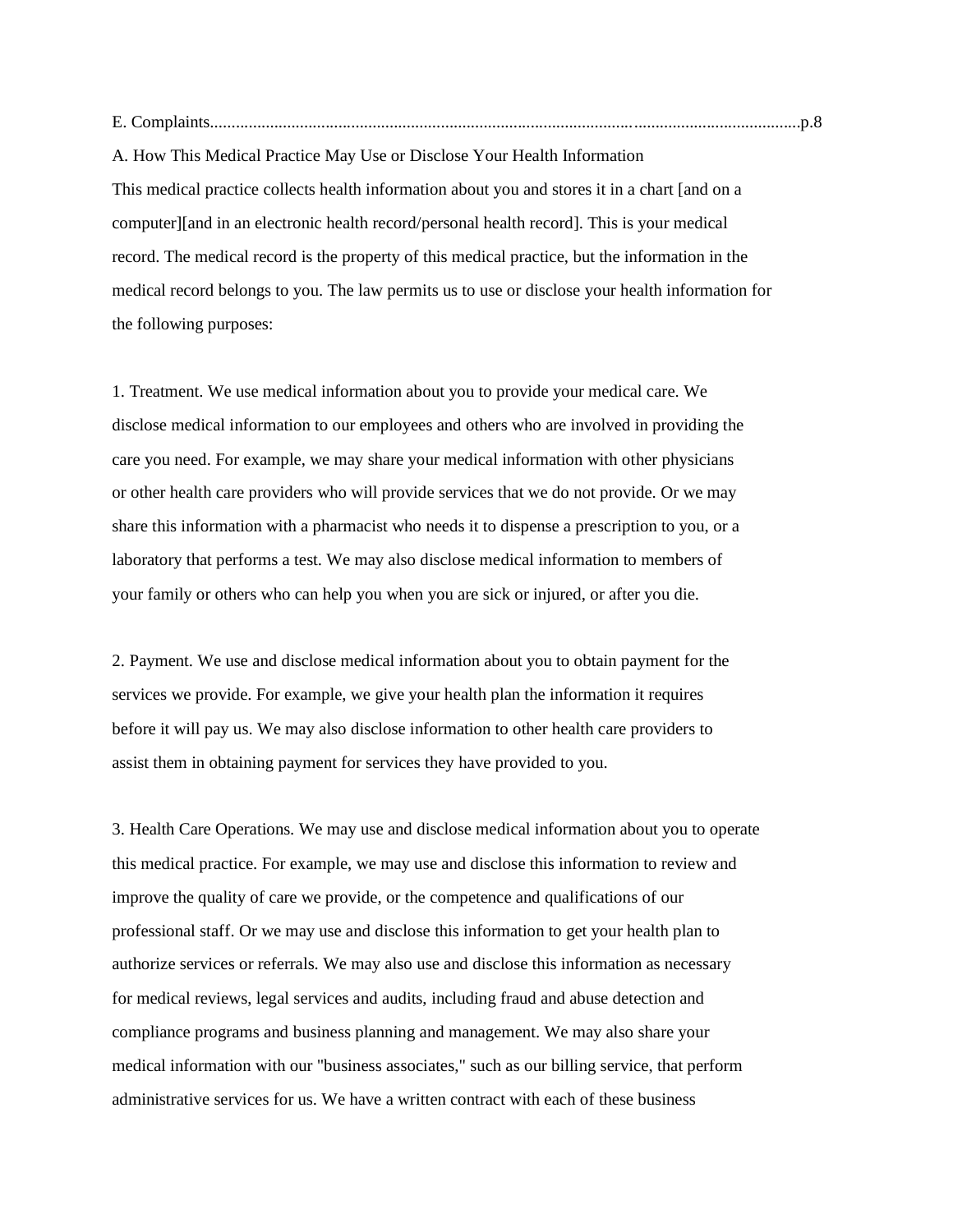E. Complaints.......................................................................................................................................p.8

A. How This Medical Practice May Use or Disclose Your Health Information

This medical practice collects health information about you and stores it in a chart [and on a computer][and in an electronic health record/personal health record]. This is your medical record. The medical record is the property of this medical practice, but the information in the medical record belongs to you. The law permits us to use or disclose your health information for the following purposes:

1. Treatment. We use medical information about you to provide your medical care. We disclose medical information to our employees and others who are involved in providing the care you need. For example, we may share your medical information with other physicians or other health care providers who will provide services that we do not provide. Or we may share this information with a pharmacist who needs it to dispense a prescription to you, or a laboratory that performs a test. We may also disclose medical information to members of your family or others who can help you when you are sick or injured, or after you die.

2. Payment. We use and disclose medical information about you to obtain payment for the services we provide. For example, we give your health plan the information it requires before it will pay us. We may also disclose information to other health care providers to assist them in obtaining payment for services they have provided to you.

3. Health Care Operations. We may use and disclose medical information about you to operate this medical practice. For example, we may use and disclose this information to review and improve the quality of care we provide, or the competence and qualifications of our professional staff. Or we may use and disclose this information to get your health plan to authorize services or referrals. We may also use and disclose this information as necessary for medical reviews, legal services and audits, including fraud and abuse detection and compliance programs and business planning and management. We may also share your medical information with our "business associates," such as our billing service, that perform administrative services for us. We have a written contract with each of these business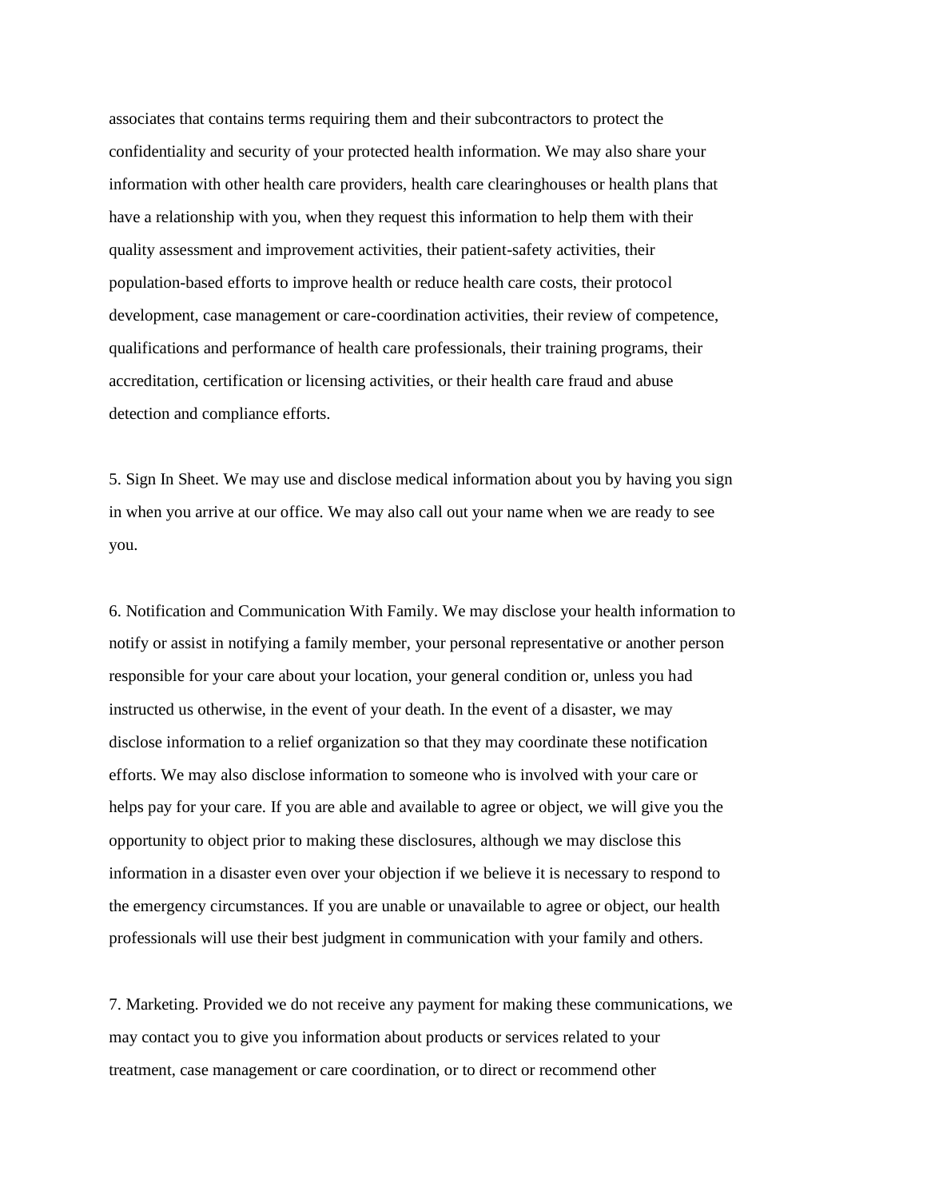associates that contains terms requiring them and their subcontractors to protect the confidentiality and security of your protected health information. We may also share your information with other health care providers, health care clearinghouses or health plans that have a relationship with you, when they request this information to help them with their quality assessment and improvement activities, their patient-safety activities, their population-based efforts to improve health or reduce health care costs, their protocol development, case management or care-coordination activities, their review of competence, qualifications and performance of health care professionals, their training programs, their accreditation, certification or licensing activities, or their health care fraud and abuse detection and compliance efforts.

5. Sign In Sheet. We may use and disclose medical information about you by having you sign in when you arrive at our office. We may also call out your name when we are ready to see you.

6. Notification and Communication With Family. We may disclose your health information to notify or assist in notifying a family member, your personal representative or another person responsible for your care about your location, your general condition or, unless you had instructed us otherwise, in the event of your death. In the event of a disaster, we may disclose information to a relief organization so that they may coordinate these notification efforts. We may also disclose information to someone who is involved with your care or helps pay for your care. If you are able and available to agree or object, we will give you the opportunity to object prior to making these disclosures, although we may disclose this information in a disaster even over your objection if we believe it is necessary to respond to the emergency circumstances. If you are unable or unavailable to agree or object, our health professionals will use their best judgment in communication with your family and others.

7. Marketing. Provided we do not receive any payment for making these communications, we may contact you to give you information about products or services related to your treatment, case management or care coordination, or to direct or recommend other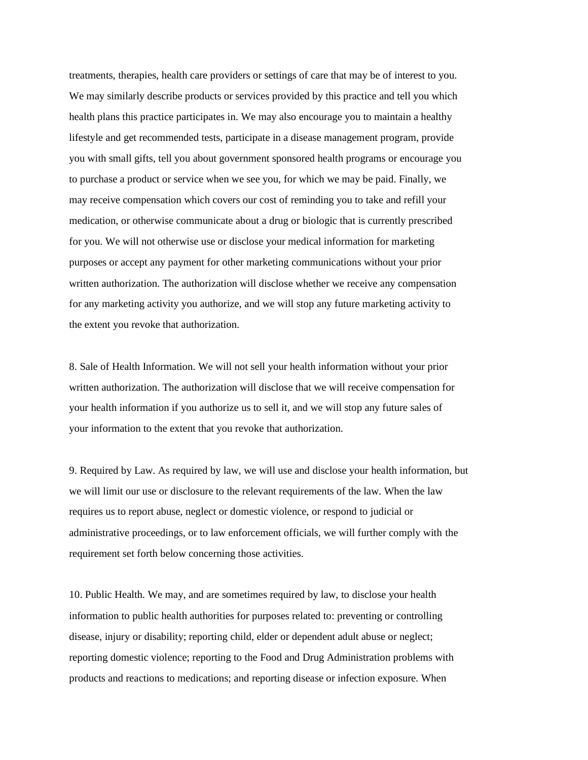treatments, therapies, health care providers or settings of care that may be of interest to you. We may similarly describe products or services provided by this practice and tell you which health plans this practice participates in. We may also encourage you to maintain a healthy lifestyle and get recommended tests, participate in a disease management program, provide you with small gifts, tell you about government sponsored health programs or encourage you to purchase a product or service when we see you, for which we may be paid. Finally, we may receive compensation which covers our cost of reminding you to take and refill your medication, or otherwise communicate about a drug or biologic that is currently prescribed for you. We will not otherwise use or disclose your medical information for marketing purposes or accept any payment for other marketing communications without your prior written authorization. The authorization will disclose whether we receive any compensation for any marketing activity you authorize, and we will stop any future marketing activity to the extent you revoke that authorization.

8. Sale of Health Information. We will not sell your health information without your prior written authorization. The authorization will disclose that we will receive compensation for your health information if you authorize us to sell it, and we will stop any future sales of your information to the extent that you revoke that authorization.

9. Required by Law. As required by law, we will use and disclose your health information, but we will limit our use or disclosure to the relevant requirements of the law. When the law requires us to report abuse, neglect or domestic violence, or respond to judicial or administrative proceedings, or to law enforcement officials, we will further comply with the requirement set forth below concerning those activities.

10. Public Health. We may, and are sometimes required by law, to disclose your health information to public health authorities for purposes related to: preventing or controlling disease, injury or disability; reporting child, elder or dependent adult abuse or neglect; reporting domestic violence; reporting to the Food and Drug Administration problems with products and reactions to medications; and reporting disease or infection exposure. When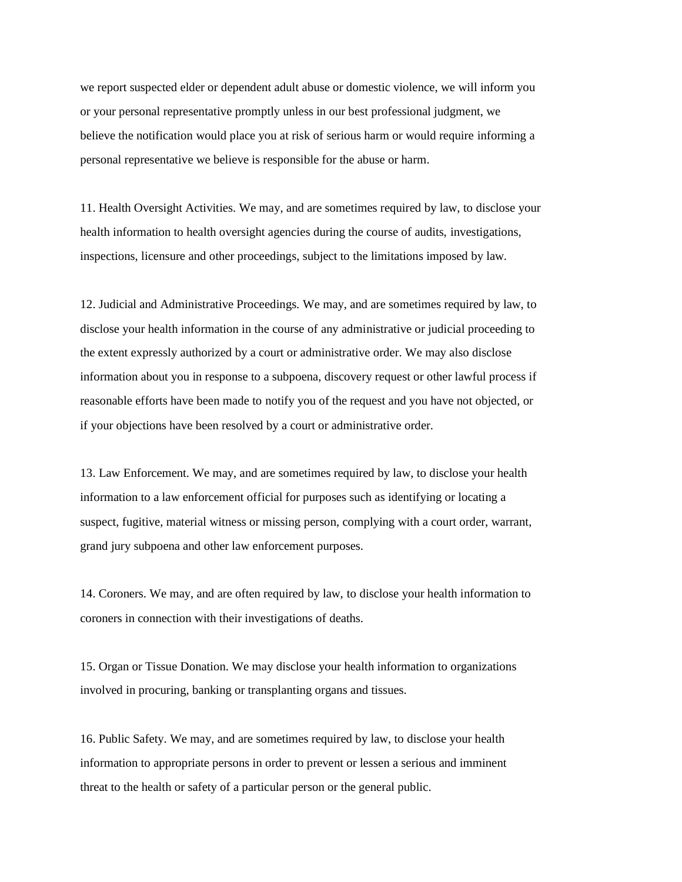we report suspected elder or dependent adult abuse or domestic violence, we will inform you or your personal representative promptly unless in our best professional judgment, we believe the notification would place you at risk of serious harm or would require informing a personal representative we believe is responsible for the abuse or harm.

11. Health Oversight Activities. We may, and are sometimes required by law, to disclose your health information to health oversight agencies during the course of audits, investigations, inspections, licensure and other proceedings, subject to the limitations imposed by law.

12. Judicial and Administrative Proceedings. We may, and are sometimes required by law, to disclose your health information in the course of any administrative or judicial proceeding to the extent expressly authorized by a court or administrative order. We may also disclose information about you in response to a subpoena, discovery request or other lawful process if reasonable efforts have been made to notify you of the request and you have not objected, or if your objections have been resolved by a court or administrative order.

13. Law Enforcement. We may, and are sometimes required by law, to disclose your health information to a law enforcement official for purposes such as identifying or locating a suspect, fugitive, material witness or missing person, complying with a court order, warrant, grand jury subpoena and other law enforcement purposes.

14. Coroners. We may, and are often required by law, to disclose your health information to coroners in connection with their investigations of deaths.

15. Organ or Tissue Donation. We may disclose your health information to organizations involved in procuring, banking or transplanting organs and tissues.

16. Public Safety. We may, and are sometimes required by law, to disclose your health information to appropriate persons in order to prevent or lessen a serious and imminent threat to the health or safety of a particular person or the general public.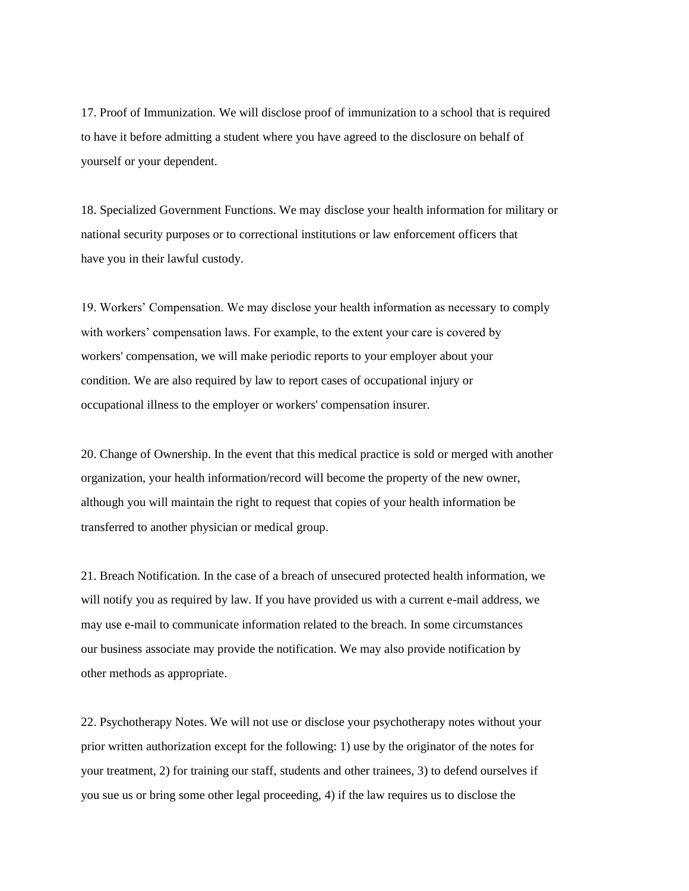17. Proof of Immunization. We will disclose proof of immunization to a school that is required to have it before admitting a student where you have agreed to the disclosure on behalf of yourself or your dependent.

18. Specialized Government Functions. We may disclose your health information for military or national security purposes or to correctional institutions or law enforcement officers that have you in their lawful custody.

19. Workers' Compensation. We may disclose your health information as necessary to comply with workers' compensation laws. For example, to the extent your care is covered by workers' compensation, we will make periodic reports to your employer about your condition. We are also required by law to report cases of occupational injury or occupational illness to the employer or workers' compensation insurer.

20. Change of Ownership. In the event that this medical practice is sold or merged with another organization, your health information/record will become the property of the new owner, although you will maintain the right to request that copies of your health information be transferred to another physician or medical group.

21. Breach Notification. In the case of a breach of unsecured protected health information, we will notify you as required by law. If you have provided us with a current e-mail address, we may use e-mail to communicate information related to the breach. In some circumstances our business associate may provide the notification. We may also provide notification by other methods as appropriate.

22. Psychotherapy Notes. We will not use or disclose your psychotherapy notes without your prior written authorization except for the following: 1) use by the originator of the notes for your treatment, 2) for training our staff, students and other trainees, 3) to defend ourselves if you sue us or bring some other legal proceeding, 4) if the law requires us to disclose the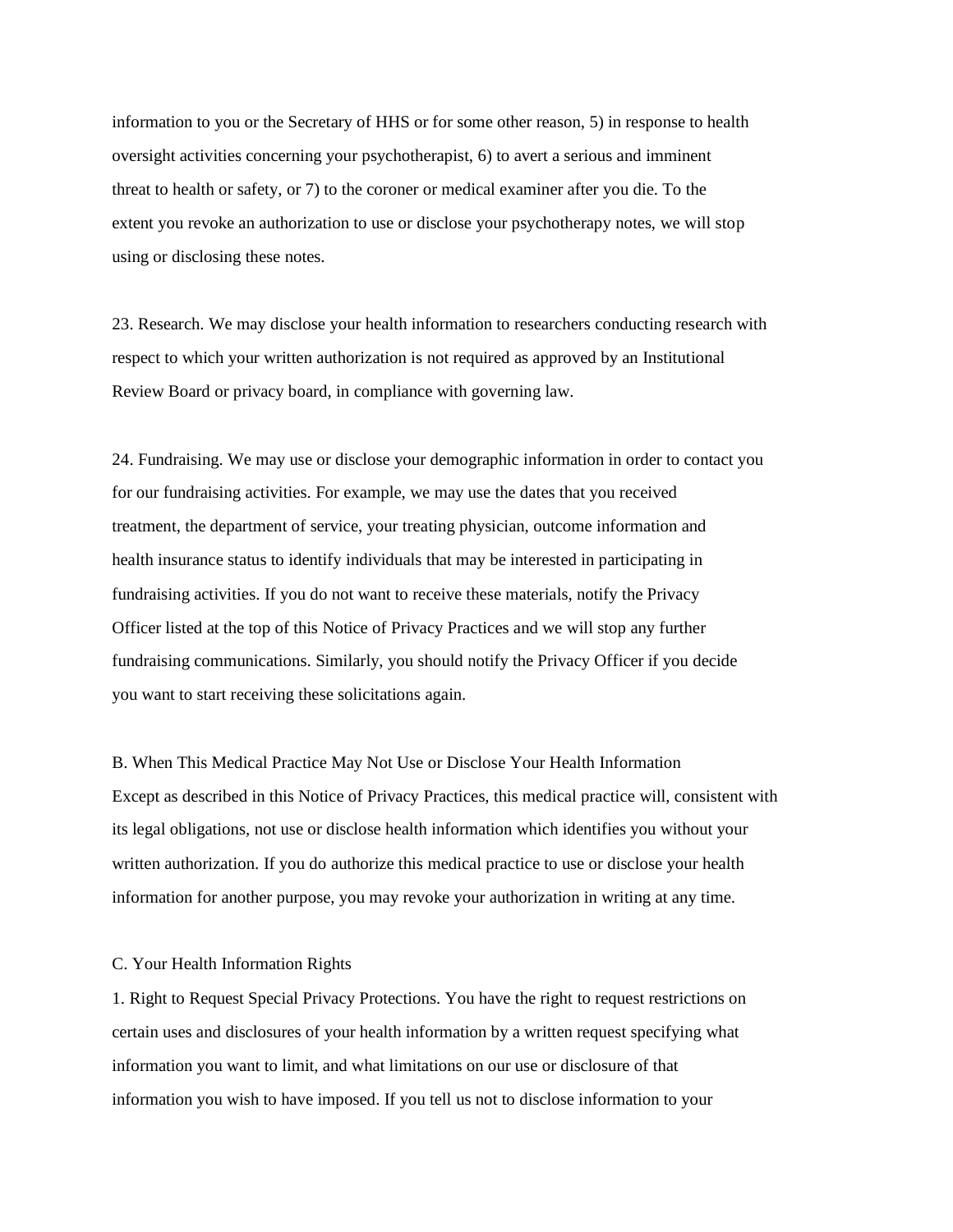information to you or the Secretary of HHS or for some other reason, 5) in response to health oversight activities concerning your psychotherapist, 6) to avert a serious and imminent threat to health or safety, or 7) to the coroner or medical examiner after you die. To the extent you revoke an authorization to use or disclose your psychotherapy notes, we will stop using or disclosing these notes.

23. Research. We may disclose your health information to researchers conducting research with respect to which your written authorization is not required as approved by an Institutional Review Board or privacy board, in compliance with governing law.

24. Fundraising. We may use or disclose your demographic information in order to contact you for our fundraising activities. For example, we may use the dates that you received treatment, the department of service, your treating physician, outcome information and health insurance status to identify individuals that may be interested in participating in fundraising activities. If you do not want to receive these materials, notify the Privacy Officer listed at the top of this Notice of Privacy Practices and we will stop any further fundraising communications. Similarly, you should notify the Privacy Officer if you decide you want to start receiving these solicitations again.

## B. When This Medical Practice May Not Use or Disclose Your Health Information

Except as described in this Notice of Privacy Practices, this medical practice will, consistent with its legal obligations, not use or disclose health information which identifies you without your written authorization. If you do authorize this medical practice to use or disclose your health information for another purpose, you may revoke your authorization in writing at any time.

## C. Your Health Information Rights

1. Right to Request Special Privacy Protections. You have the right to request restrictions on certain uses and disclosures of your health information by a written request specifying what information you want to limit, and what limitations on our use or disclosure of that information you wish to have imposed. If you tell us not to disclose information to your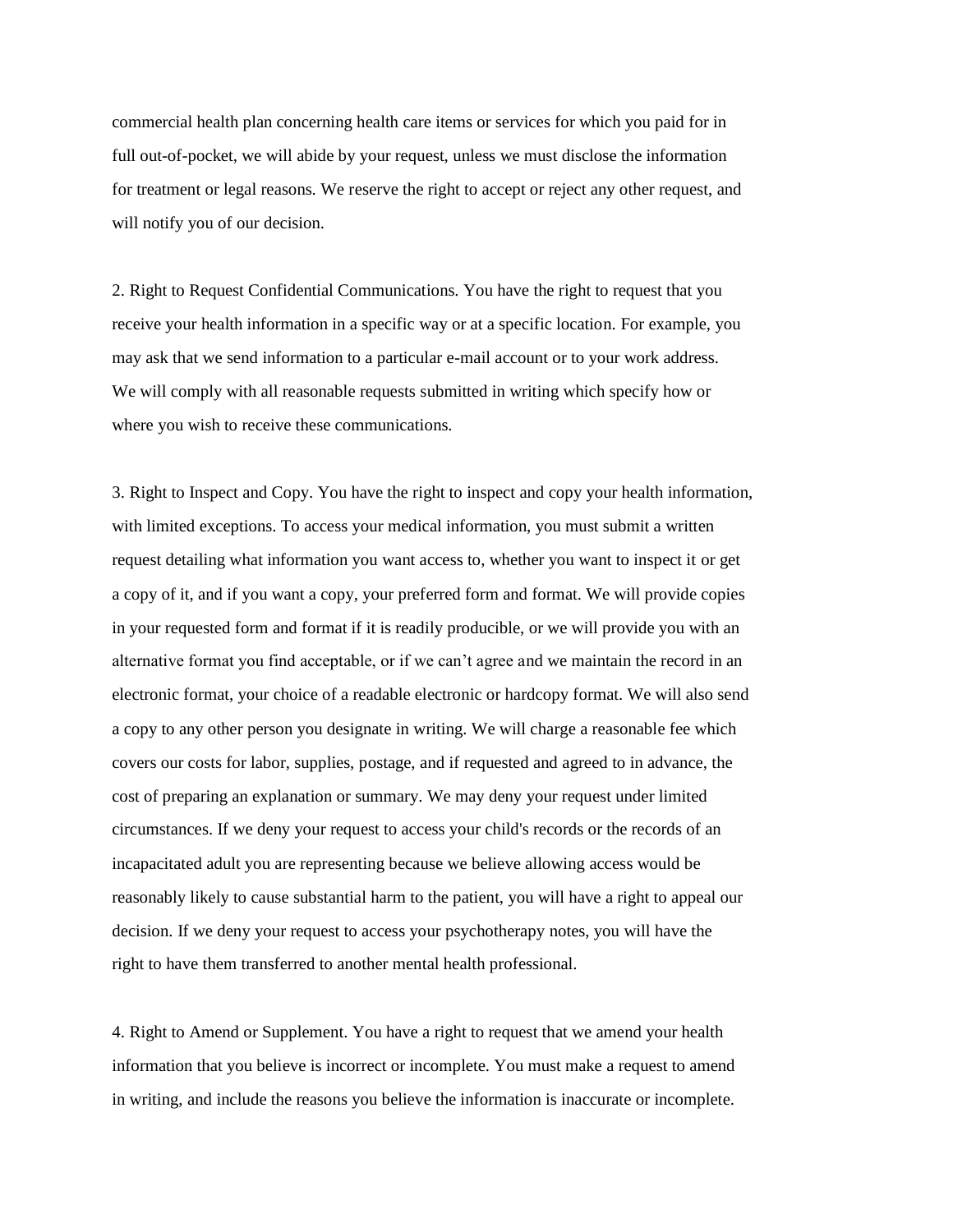commercial health plan concerning health care items or services for which you paid for in full out-of-pocket, we will abide by your request, unless we must disclose the information for treatment or legal reasons. We reserve the right to accept or reject any other request, and will notify you of our decision.

2. Right to Request Confidential Communications. You have the right to request that you receive your health information in a specific way or at a specific location. For example, you may ask that we send information to a particular e-mail account or to your work address. We will comply with all reasonable requests submitted in writing which specify how or where you wish to receive these communications.

3. Right to Inspect and Copy. You have the right to inspect and copy your health information, with limited exceptions. To access your medical information, you must submit a written request detailing what information you want access to, whether you want to inspect it or get a copy of it, and if you want a copy, your preferred form and format. We will provide copies in your requested form and format if it is readily producible, or we will provide you with an alternative format you find acceptable, or if we can't agree and we maintain the record in an electronic format, your choice of a readable electronic or hardcopy format. We will also send a copy to any other person you designate in writing. We will charge a reasonable fee which covers our costs for labor, supplies, postage, and if requested and agreed to in advance, the cost of preparing an explanation or summary. We may deny your request under limited circumstances. If we deny your request to access your child's records or the records of an incapacitated adult you are representing because we believe allowing access would be reasonably likely to cause substantial harm to the patient, you will have a right to appeal our decision. If we deny your request to access your psychotherapy notes, you will have the right to have them transferred to another mental health professional.

4. Right to Amend or Supplement. You have a right to request that we amend your health information that you believe is incorrect or incomplete. You must make a request to amend in writing, and include the reasons you believe the information is inaccurate or incomplete.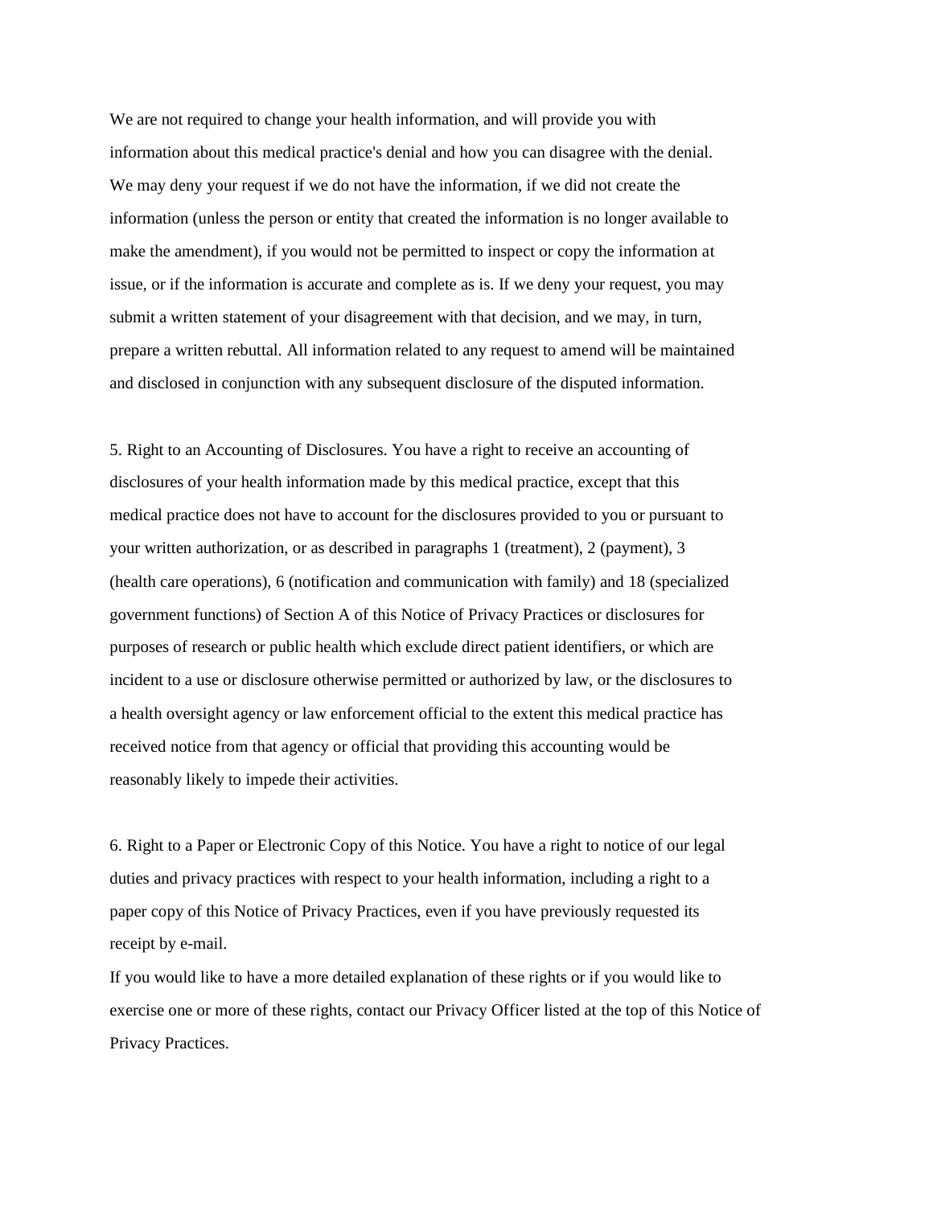We are not required to change your health information, and will provide you with information about this medical practice's denial and how you can disagree with the denial. We may deny your request if we do not have the information, if we did not create the information (unless the person or entity that created the information is no longer available to make the amendment), if you would not be permitted to inspect or copy the information at issue, or if the information is accurate and complete as is. If we deny your request, you may submit a written statement of your disagreement with that decision, and we may, in turn, prepare a written rebuttal. All information related to any request to amend will be maintained and disclosed in conjunction with any subsequent disclosure of the disputed information.

5. Right to an Accounting of Disclosures. You have a right to receive an accounting of disclosures of your health information made by this medical practice, except that this medical practice does not have to account for the disclosures provided to you or pursuant to your written authorization, or as described in paragraphs 1 (treatment), 2 (payment), 3 (health care operations), 6 (notification and communication with family) and 18 (specialized government functions) of Section A of this Notice of Privacy Practices or disclosures for purposes of research or public health which exclude direct patient identifiers, or which are incident to a use or disclosure otherwise permitted or authorized by law, or the disclosures to a health oversight agency or law enforcement official to the extent this medical practice has received notice from that agency or official that providing this accounting would be reasonably likely to impede their activities.

6. Right to a Paper or Electronic Copy of this Notice. You have a right to notice of our legal duties and privacy practices with respect to your health information, including a right to a paper copy of this Notice of Privacy Practices, even if you have previously requested its receipt by e-mail.

If you would like to have a more detailed explanation of these rights or if you would like to exercise one or more of these rights, contact our Privacy Officer listed at the top of this Notice of Privacy Practices.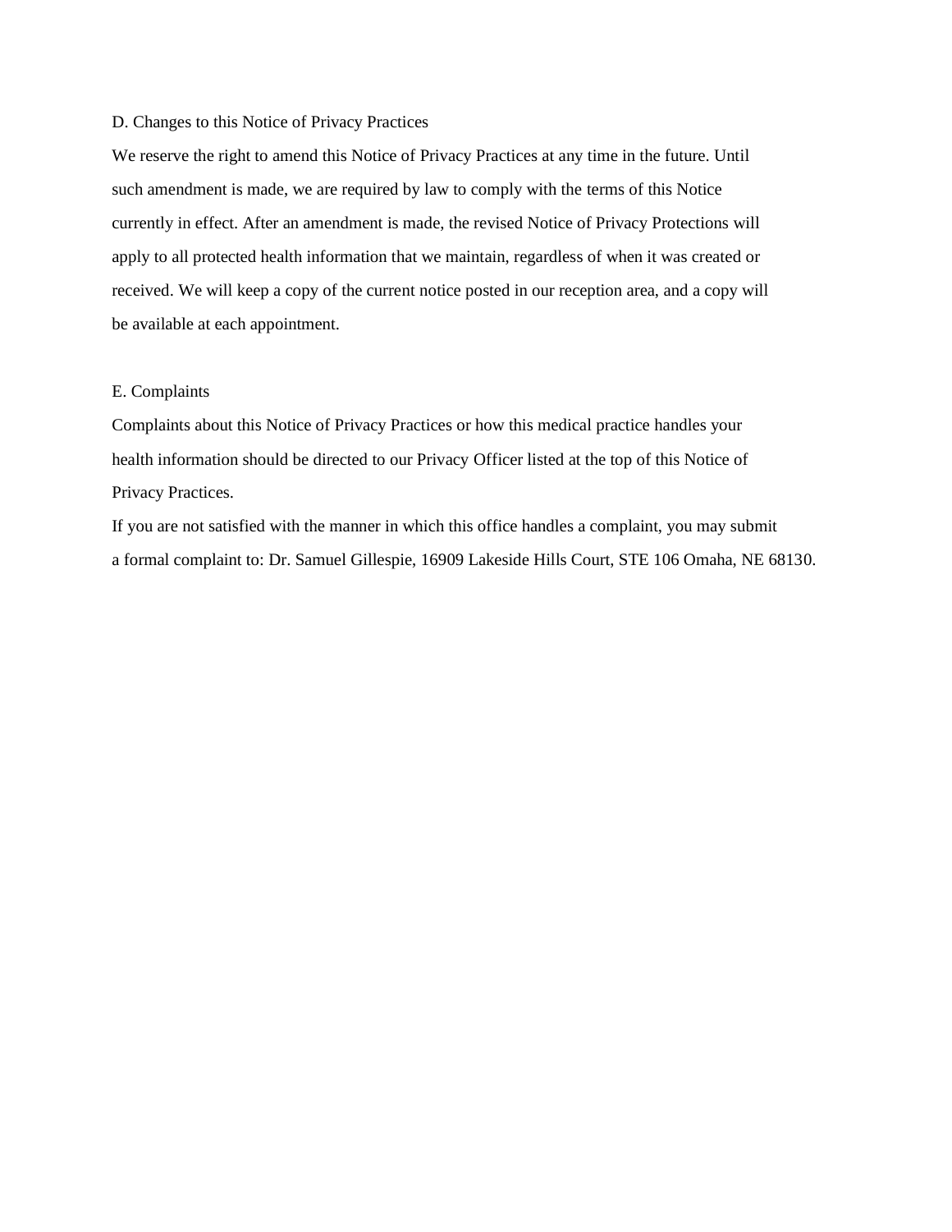## D. Changes to this Notice of Privacy Practices

We reserve the right to amend this Notice of Privacy Practices at any time in the future. Until such amendment is made, we are required by law to comply with the terms of this Notice currently in effect. After an amendment is made, the revised Notice of Privacy Protections will apply to all protected health information that we maintain, regardless of when it was created or received. We will keep a copy of the current notice posted in our reception area, and a copy will be available at each appointment.

## E. Complaints

Complaints about this Notice of Privacy Practices or how this medical practice handles your health information should be directed to our Privacy Officer listed at the top of this Notice of Privacy Practices.

If you are not satisfied with the manner in which this office handles a complaint, you may submit a formal complaint to: Dr. Samuel Gillespie, 16909 Lakeside Hills Court, STE 106 Omaha, NE 68130.